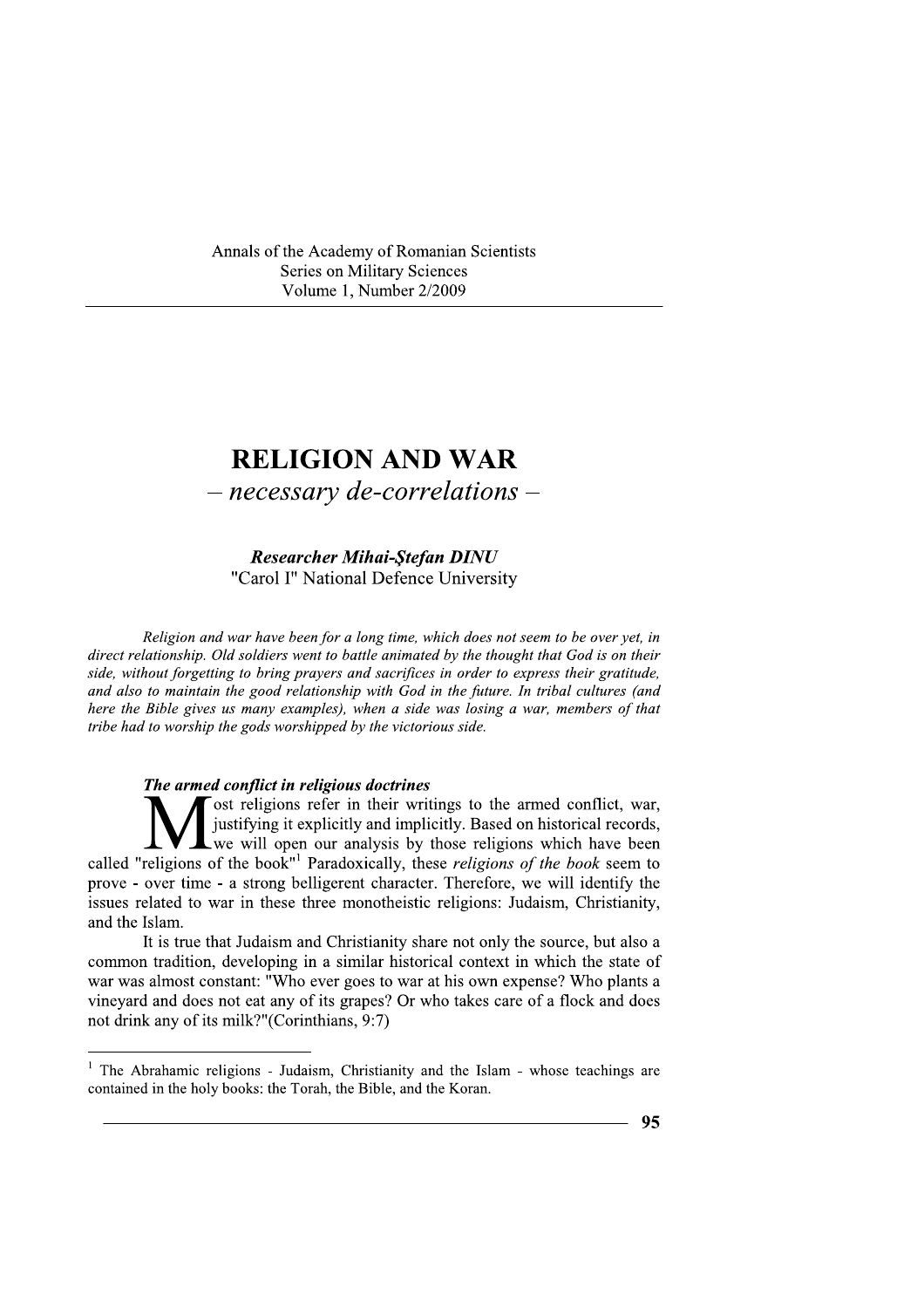Annals of the Academy of Romanian Scientists
Series on Military Sciences
Volume 1, Number 2/2009

# RELIGION AND WAR
## – *necessary de-correlations* –

***Researcher Mihai-Ştefan DINU***
"Carol I" National Defence University

*Religion and war have been for a long time, which does not seem to be over yet, in direct relationship. Old soldiers went to battle animated by the thought that God is on their side, without forgetting to bring prayers and sacrifices in order to express their gratitude, and also to maintain the good relationship with God in the future. In tribal cultures (and here the Bible gives us many examples), when a side was losing a war, members of that tribe had to worship the gods worshipped by the victorious side.*

### ***The armed conflict in religious doctrines***

Most religions refer in their writings to the armed conflict, war, justifying it explicitly and implicitly. Based on historical records, we will open our analysis by those religions which have been called "religions of the book"[1] Paradoxically, these *religions of the book* seem to prove - over time - a strong belligerent character. Therefore, we will identify the issues related to war in these three monotheistic religions: Judaism, Christianity, and the Islam.

It is true that Judaism and Christianity share not only the source, but also a common tradition, developing in a similar historical context in which the state of war was almost constant: "Who ever goes to war at his own expense? Who plants a vineyard and does not eat any of its grapes? Or who takes care of a flock and does not drink any of its milk?"(Corinthians, 9:7)

---

[1] The Abrahamic religions - Judaism, Christianity and the Islam - whose teachings are contained in the holy books: the Torah, the Bible, and the Koran.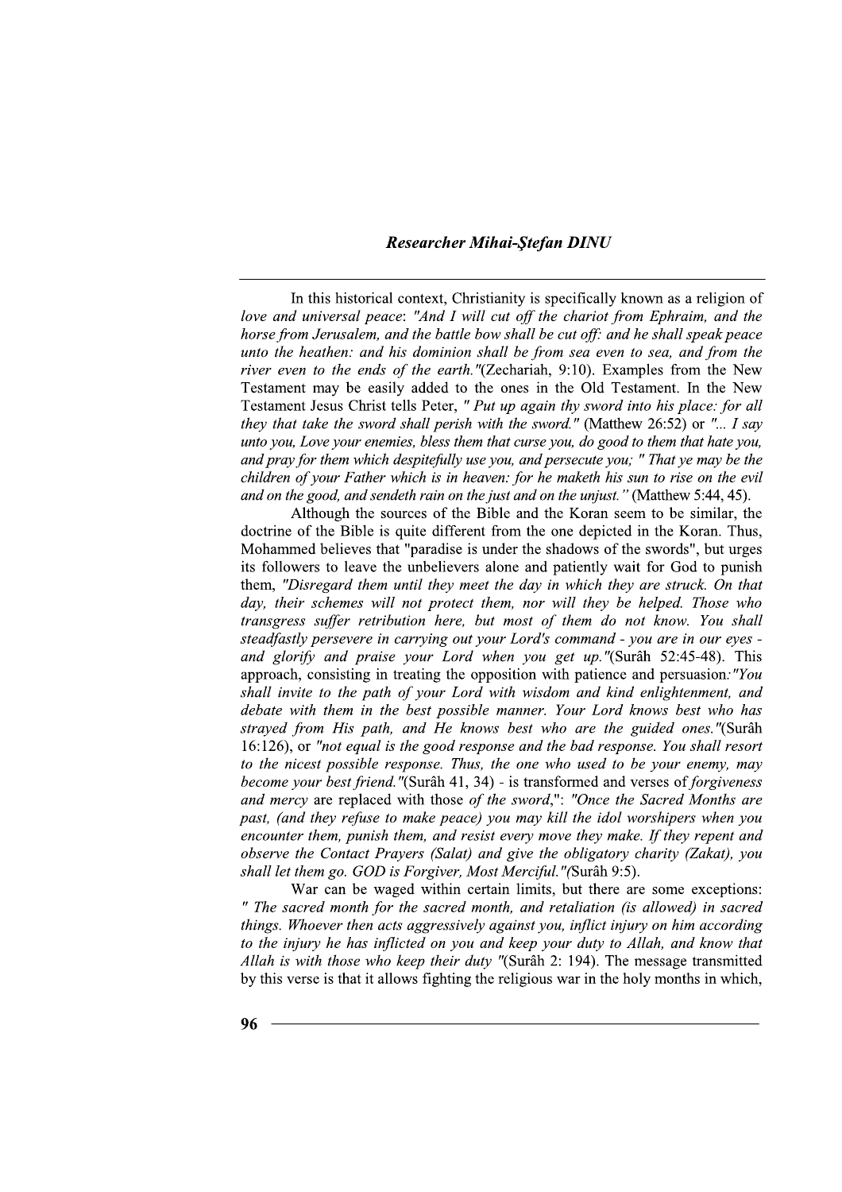In this historical context, Christianity is specifically known as a religion of *love and universal peace*: *"And I will cut off the chariot from Ephraim, and the horse from Jerusalem, and the battle bow shall be cut off: and he shall speak peace unto the heathen: and his dominion shall be from sea even to sea, and from the river even to the ends of the earth."*(Zechariah, 9:10). Examples from the New Testament may be easily added to the ones in the Old Testament. In the New Testament Jesus Christ tells Peter, *" Put up again thy sword into his place: for all they that take the sword shall perish with the sword."* (Matthew 26:52) or *"... I say unto you, Love your enemies, bless them that curse you, do good to them that hate you, and pray for them which despitefully use you, and persecute you; " That ye may be the children of your Father which is in heaven: for he maketh his sun to rise on the evil and on the good, and sendeth rain on the just and on the unjust."* (Matthew 5:44, 45).

Although the sources of the Bible and the Koran seem to be similar, the doctrine of the Bible is quite different from the one depicted in the Koran. Thus, Mohammed believes that "paradise is under the shadows of the swords", but urges its followers to leave the unbelievers alone and patiently wait for God to punish them, *"Disregard them until they meet the day in which they are struck. On that day, their schemes will not protect them, nor will they be helped. Those who transgress suffer retribution here, but most of them do not know. You shall steadfastly persevere in carrying out your Lord's command - you are in our eyes - and glorify and praise your Lord when you get up."*(Surâh 52:45-48). This approach, consisting in treating the opposition with patience and persuasion*:"You shall invite to the path of your Lord with wisdom and kind enlightenment, and debate with them in the best possible manner. Your Lord knows best who has strayed from His path, and He knows best who are the guided ones."*(Surâh 16:126), or *"not equal is the good response and the bad response. You shall resort to the nicest possible response. Thus, the one who used to be your enemy, may become your best friend."*(Surâh 41, 34) - is transformed and verses of *forgiveness and mercy* are replaced with those *of the sword*,": *"Once the Sacred Months are past, (and they refuse to make peace) you may kill the idol worshipers when you encounter them, punish them, and resist every move they make. If they repent and observe the Contact Prayers (Salat) and give the obligatory charity (Zakat), you shall let them go. GOD is Forgiver, Most Merciful."(*Surâh 9:5).

War can be waged within certain limits, but there are some exceptions: *" The sacred month for the sacred month, and retaliation (is allowed) in sacred things. Whoever then acts aggressively against you, inflict injury on him according to the injury he has inflicted on you and keep your duty to Allah, and know that Allah is with those who keep their duty "*(Surâh 2: 194). The message transmitted by this verse is that it allows fighting the religious war in the holy months in which,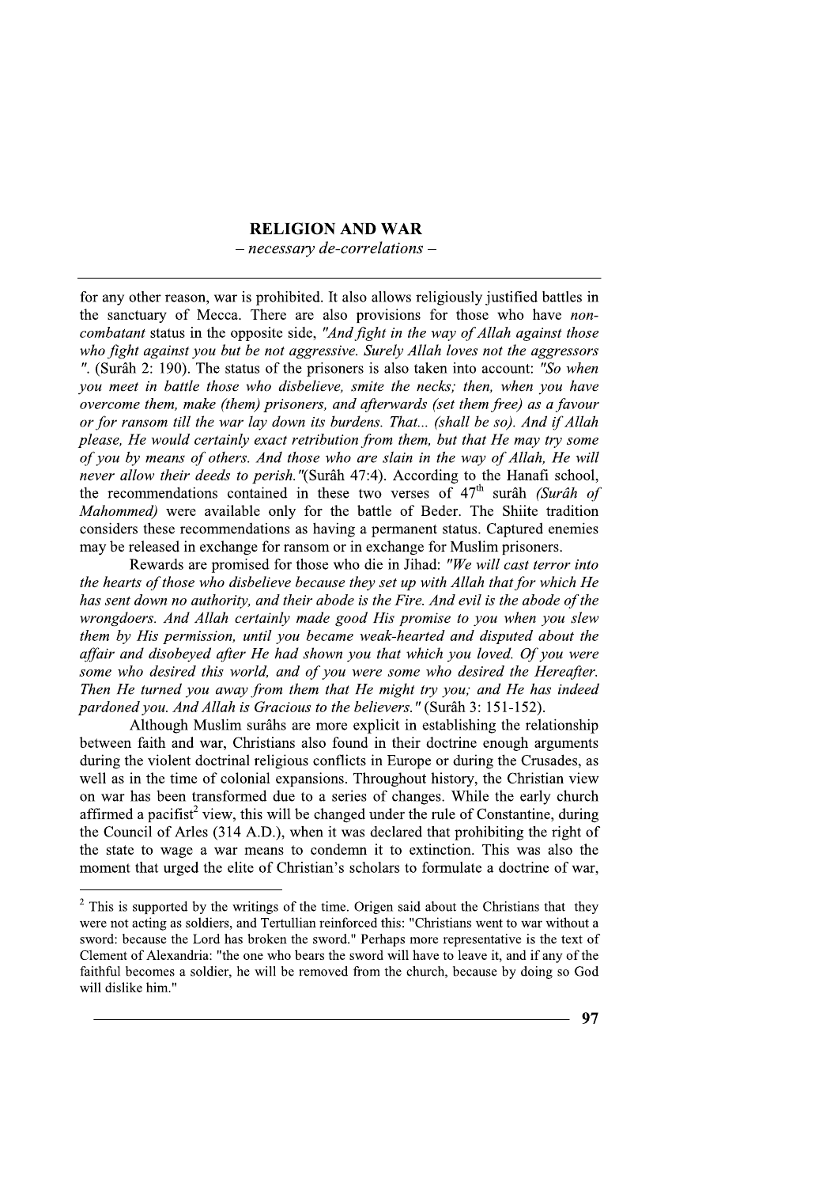for any other reason, war is prohibited. It also allows religiously justified battles in the sanctuary of Mecca. There are also provisions for those who have *non-combatant* status in the opposite side, *"And fight in the way of Allah against those who fight against you but be not aggressive. Surely Allah loves not the aggressors "*. (Surâh 2: 190). The status of the prisoners is also taken into account: *"So when you meet in battle those who disbelieve, smite the necks; then, when you have overcome them, make (them) prisoners, and afterwards (set them free) as a favour or for ransom till the war lay down its burdens. That... (shall be so). And if Allah please, He would certainly exact retribution from them, but that He may try some of you by means of others. And those who are slain in the way of Allah, He will never allow their deeds to perish."*(Surâh 47:4). According to the Hanafi school, the recommendations contained in these two verses of 47th surâh *(Surâh of Mahommed)* were available only for the battle of Beder. The Shiite tradition considers these recommendations as having a permanent status. Captured enemies may be released in exchange for ransom or in exchange for Muslim prisoners.

Rewards are promised for those who die in Jihad: *"We will cast terror into the hearts of those who disbelieve because they set up with Allah that for which He has sent down no authority, and their abode is the Fire. And evil is the abode of the wrongdoers. And Allah certainly made good His promise to you when you slew them by His permission, until you became weak-hearted and disputed about the affair and disobeyed after He had shown you that which you loved. Of you were some who desired this world, and of you were some who desired the Hereafter. Then He turned you away from them that He might try you; and He has indeed pardoned you. And Allah is Gracious to the believers."* (Surâh 3: 151-152).

Although Muslim surâhs are more explicit in establishing the relationship between faith and war, Christians also found in their doctrine enough arguments during the violent doctrinal religious conflicts in Europe or during the Crusades, as well as in the time of colonial expansions. Throughout history, the Christian view on war has been transformed due to a series of changes. While the early church affirmed a pacifist[2] view, this will be changed under the rule of Constantine, during the Council of Arles (314 A.D.), when it was declared that prohibiting the right of the state to wage a war means to condemn it to extinction. This was also the moment that urged the elite of Christian's scholars to formulate a doctrine of war,

---

[2] This is supported by the writings of the time. Origen said about the Christians that they were not acting as soldiers, and Tertullian reinforced this: "Christians went to war without a sword: because the Lord has broken the sword." Perhaps more representative is the text of Clement of Alexandria: "the one who bears the sword will have to leave it, and if any of the faithful becomes a soldier, he will be removed from the church, because by doing so God will dislike him."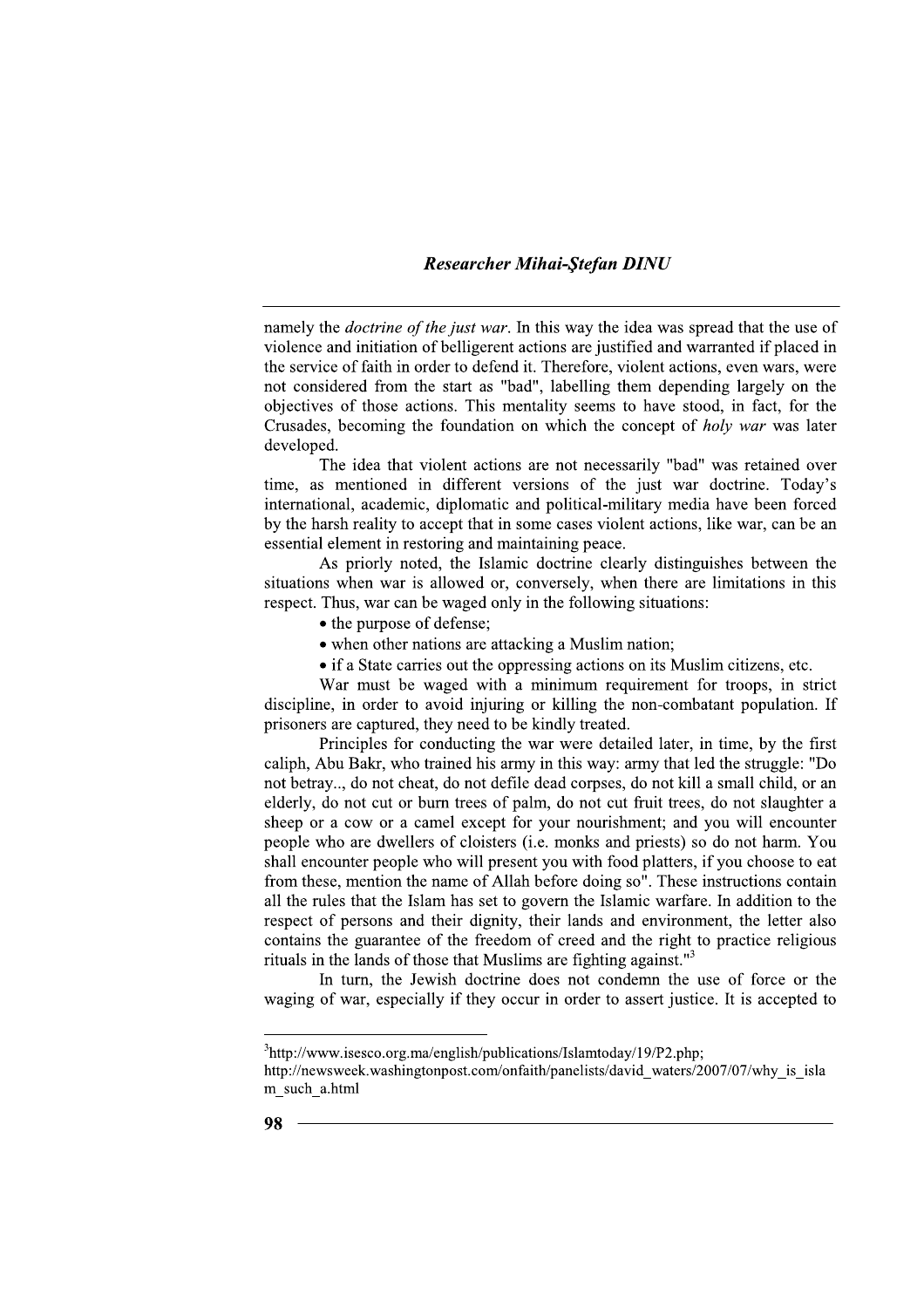namely the *doctrine of the just war*. In this way the idea was spread that the use of violence and initiation of belligerent actions are justified and warranted if placed in the service of faith in order to defend it. Therefore, violent actions, even wars, were not considered from the start as "bad", labelling them depending largely on the objectives of those actions. This mentality seems to have stood, in fact, for the Crusades, becoming the foundation on which the concept of *holy war* was later developed.

The idea that violent actions are not necessarily "bad" was retained over time, as mentioned in different versions of the just war doctrine. Today's international, academic, diplomatic and political-military media have been forced by the harsh reality to accept that in some cases violent actions, like war, can be an essential element in restoring and maintaining peace.

As priorly noted, the Islamic doctrine clearly distinguishes between the situations when war is allowed or, conversely, when there are limitations in this respect. Thus, war can be waged only in the following situations:

- the purpose of defense;
- when other nations are attacking a Muslim nation;
- if a State carries out the oppressing actions on its Muslim citizens, etc.

War must be waged with a minimum requirement for troops, in strict discipline, in order to avoid injuring or killing the non-combatant population. If prisoners are captured, they need to be kindly treated.

Principles for conducting the war were detailed later, in time, by the first caliph, Abu Bakr, who trained his army in this way: army that led the struggle: "Do not betray.., do not cheat, do not defile dead corpses, do not kill a small child, or an elderly, do not cut or burn trees of palm, do not cut fruit trees, do not slaughter a sheep or a cow or a camel except for your nourishment; and you will encounter people who are dwellers of cloisters (i.e. monks and priests) so do not harm. You shall encounter people who will present you with food platters, if you choose to eat from these, mention the name of Allah before doing so". These instructions contain all the rules that the Islam has set to govern the Islamic warfare. In addition to the respect of persons and their dignity, their lands and environment, the letter also contains the guarantee of the freedom of creed and the right to practice religious rituals in the lands of those that Muslims are fighting against."[3]

In turn, the Jewish doctrine does not condemn the use of force or the waging of war, especially if they occur in order to assert justice. It is accepted to

---

[3]http://www.isesco.org.ma/english/publications/Islamtoday/19/P2.php;
http://newsweek.washingtonpost.com/onfaith/panelists/david_waters/2007/07/why_is_islam_such_a.html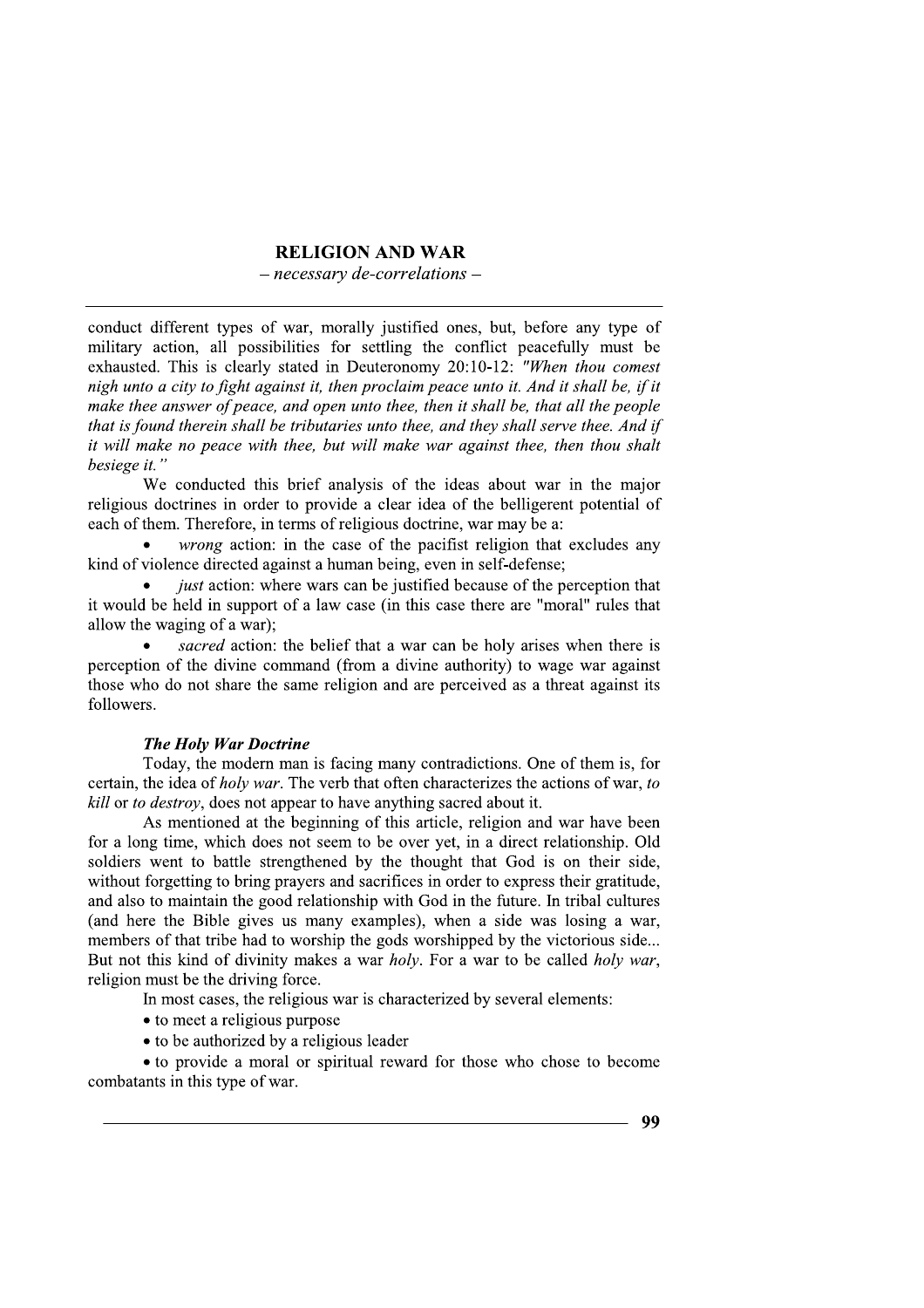conduct different types of war, morally justified ones, but, before any type of military action, all possibilities for settling the conflict peacefully must be exhausted. This is clearly stated in Deuteronomy 20:10-12: *"When thou comest nigh unto a city to fight against it, then proclaim peace unto it. And it shall be, if it make thee answer of peace, and open unto thee, then it shall be, that all the people that is found therein shall be tributaries unto thee, and they shall serve thee. And if it will make no peace with thee, but will make war against thee, then thou shalt besiege it."*

We conducted this brief analysis of the ideas about war in the major religious doctrines in order to provide a clear idea of the belligerent potential of each of them. Therefore, in terms of religious doctrine, war may be a:

- *wrong* action: in the case of the pacifist religion that excludes any kind of violence directed against a human being, even in self-defense;
- *just* action: where wars can be justified because of the perception that it would be held in support of a law case (in this case there are "moral" rules that allow the waging of a war);
- *sacred* action: the belief that a war can be holy arises when there is perception of the divine command (from a divine authority) to wage war against those who do not share the same religion and are perceived as a threat against its followers.

### *The Holy War Doctrine*

Today, the modern man is facing many contradictions. One of them is, for certain, the idea of *holy war*. The verb that often characterizes the actions of war, *to kill* or *to destroy*, does not appear to have anything sacred about it.

As mentioned at the beginning of this article, religion and war have been for a long time, which does not seem to be over yet, in a direct relationship. Old soldiers went to battle strengthened by the thought that God is on their side, without forgetting to bring prayers and sacrifices in order to express their gratitude, and also to maintain the good relationship with God in the future. In tribal cultures (and here the Bible gives us many examples), when a side was losing a war, members of that tribe had to worship the gods worshipped by the victorious side... But not this kind of divinity makes a war *holy*. For a war to be called *holy war*, religion must be the driving force.

In most cases, the religious war is characterized by several elements:

- to meet a religious purpose
- to be authorized by a religious leader
- to provide a moral or spiritual reward for those who chose to become combatants in this type of war.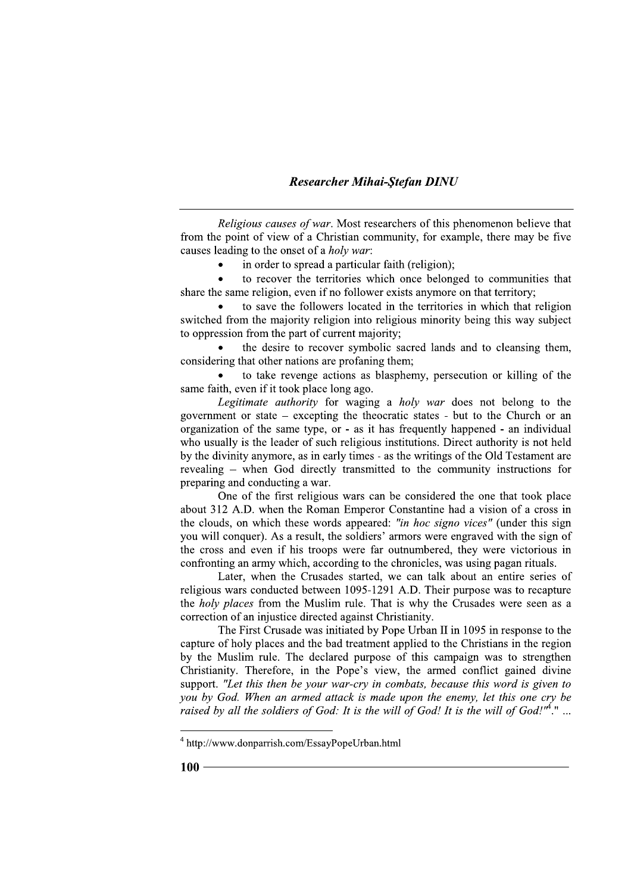*Religious causes of war*. Most researchers of this phenomenon believe that from the point of view of a Christian community, for example, there may be five causes leading to the onset of a *holy war*:

- in order to spread a particular faith (religion);
- to recover the territories which once belonged to communities that share the same religion, even if no follower exists anymore on that territory;
- to save the followers located in the territories in which that religion switched from the majority religion into religious minority being this way subject to oppression from the part of current majority;
- the desire to recover symbolic sacred lands and to cleansing them, considering that other nations are profaning them;
- to take revenge actions as blasphemy, persecution or killing of the same faith, even if it took place long ago.

*Legitimate authority* for waging a *holy war* does not belong to the government or state – excepting the theocratic states - but to the Church or an organization of the same type, or - as it has frequently happened - an individual who usually is the leader of such religious institutions. Direct authority is not held by the divinity anymore, as in early times - as the writings of the Old Testament are revealing – when God directly transmitted to the community instructions for preparing and conducting a war.

One of the first religious wars can be considered the one that took place about 312 A.D. when the Roman Emperor Constantine had a vision of a cross in the clouds, on which these words appeared: *"in hoc signo vices"* (under this sign you will conquer). As a result, the soldiers' armors were engraved with the sign of the cross and even if his troops were far outnumbered, they were victorious in confronting an army which, according to the chronicles, was using pagan rituals.

Later, when the Crusades started, we can talk about an entire series of religious wars conducted between 1095-1291 A.D. Their purpose was to recapture the *holy places* from the Muslim rule. That is why the Crusades were seen as a correction of an injustice directed against Christianity.

The First Crusade was initiated by Pope Urban II in 1095 in response to the capture of holy places and the bad treatment applied to the Christians in the region by the Muslim rule. The declared purpose of this campaign was to strengthen Christianity. Therefore, in the Pope's view, the armed conflict gained divine support. *"Let this then be your war-cry in combats, because this word is given to you by God. When an armed attack is made upon the enemy, let this one cry be raised by all the soldiers of God: It is the will of God! It is the will of God!"*[4]." ...

[4] http://www.donparrish.com/EssayPopeUrban.html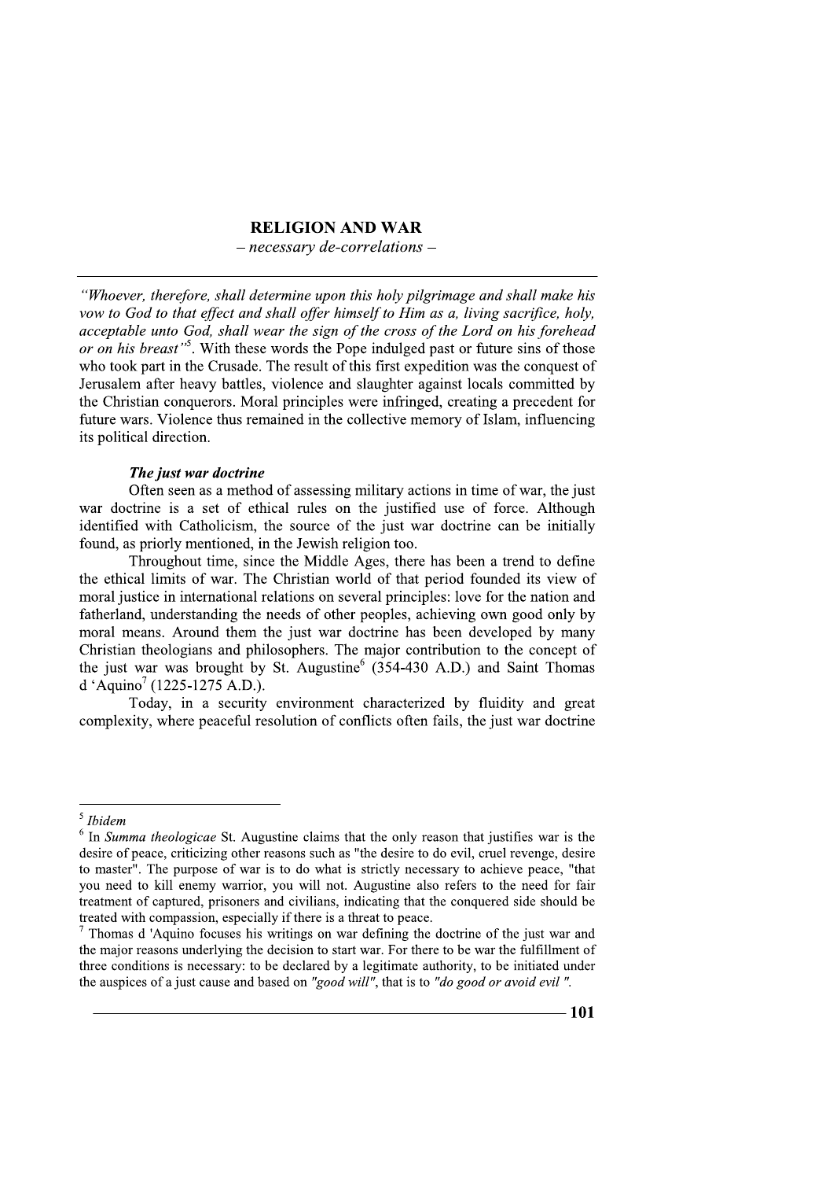## RELIGION AND WAR

*– necessary de-correlations –*

---

*"Whoever, therefore, shall determine upon this holy pilgrimage and shall make his vow to God to that effect and shall offer himself to Him as a, living sacrifice, holy, acceptable unto God, shall wear the sign of the cross of the Lord on his forehead or on his breast"*[5]. With these words the Pope indulged past or future sins of those who took part in the Crusade. The result of this first expedition was the conquest of Jerusalem after heavy battles, violence and slaughter against locals committed by the Christian conquerors. Moral principles were infringed, creating a precedent for future wars. Violence thus remained in the collective memory of Islam, influencing its political direction.

### *The just war doctrine*

Often seen as a method of assessing military actions in time of war, the just war doctrine is a set of ethical rules on the justified use of force. Although identified with Catholicism, the source of the just war doctrine can be initially found, as priorly mentioned, in the Jewish religion too.

Throughout time, since the Middle Ages, there has been a trend to define the ethical limits of war. The Christian world of that period founded its view of moral justice in international relations on several principles: love for the nation and fatherland, understanding the needs of other peoples, achieving own good only by moral means. Around them the just war doctrine has been developed by many Christian theologians and philosophers. The major contribution to the concept of the just war was brought by St. Augustine[6] (354-430 A.D.) and Saint Thomas d 'Aquino[7] (1225-1275 A.D.).

Today, in a security environment characterized by fluidity and great complexity, where peaceful resolution of conflicts often fails, the just war doctrine

---

[5] *Ibidem*

[6] In *Summa theologicae* St. Augustine claims that the only reason that justifies war is the desire of peace, criticizing other reasons such as "the desire to do evil, cruel revenge, desire to master". The purpose of war is to do what is strictly necessary to achieve peace, "that you need to kill enemy warrior, you will not. Augustine also refers to the need for fair treatment of captured, prisoners and civilians, indicating that the conquered side should be treated with compassion, especially if there is a threat to peace.

[7] Thomas d 'Aquino focuses his writings on war defining the doctrine of the just war and the major reasons underlying the decision to start war. For there to be war the fulfillment of three conditions is necessary: to be declared by a legitimate authority, to be initiated under the auspices of a just cause and based on *"good will"*, that is to *"do good or avoid evil "*.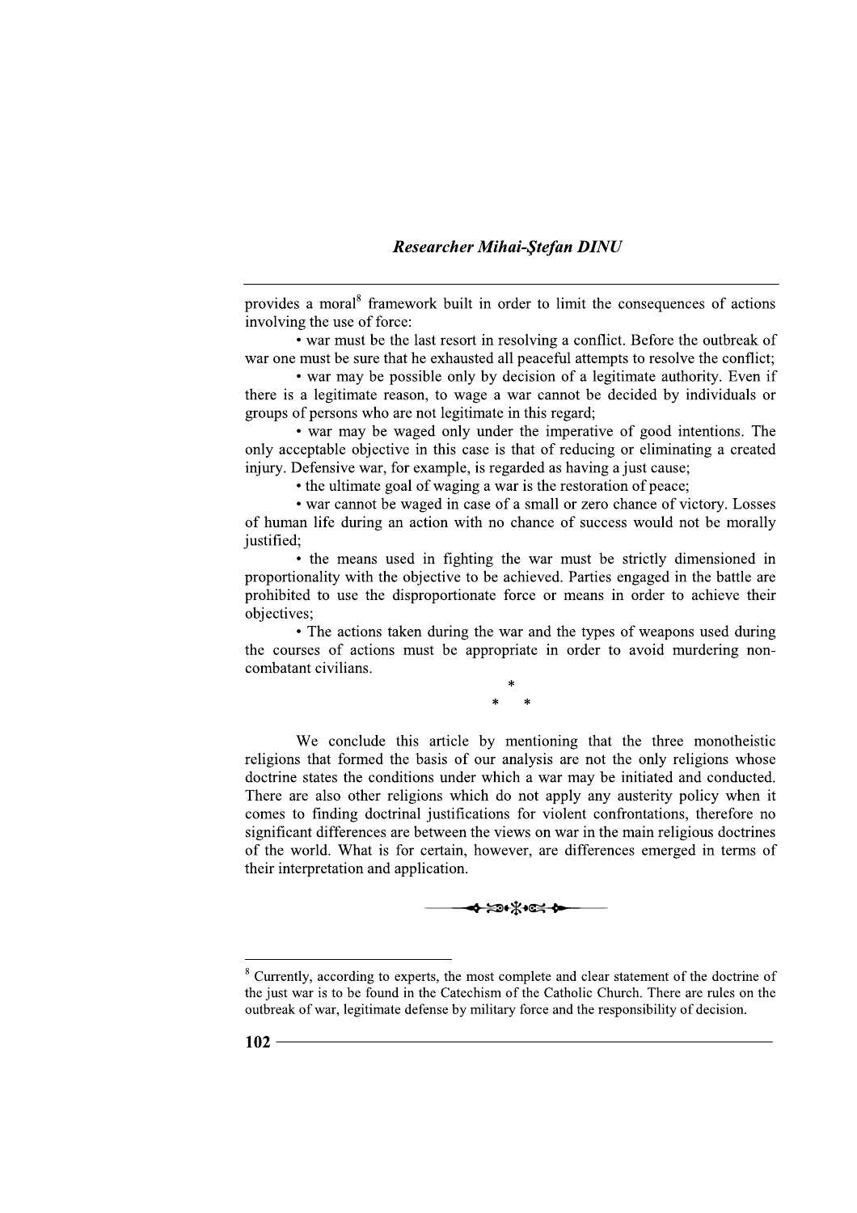provides a moral[8] framework built in order to limit the consequences of actions involving the use of force:

- war must be the last resort in resolving a conflict. Before the outbreak of war one must be sure that he exhausted all peaceful attempts to resolve the conflict;
- war may be possible only by decision of a legitimate authority. Even if there is a legitimate reason, to wage a war cannot be decided by individuals or groups of persons who are not legitimate in this regard;
- war may be waged only under the imperative of good intentions. The only acceptable objective in this case is that of reducing or eliminating a created injury. Defensive war, for example, is regarded as having a just cause;
- the ultimate goal of waging a war is the restoration of peace;
- war cannot be waged in case of a small or zero chance of victory. Losses of human life during an action with no chance of success would not be morally justified;
- the means used in fighting the war must be strictly dimensioned in proportionality with the objective to be achieved. Parties engaged in the battle are prohibited to use the disproportionate force or means in order to achieve their objectives;
- The actions taken during the war and the types of weapons used during the courses of actions must be appropriate in order to avoid murdering non-combatant civilians.

\*
\* \*

We conclude this article by mentioning that the three monotheistic religions that formed the basis of our analysis are not the only religions whose doctrine states the conditions under which a war may be initiated and conducted. There are also other religions which do not apply any austerity policy when it comes to finding doctrinal justifications for violent confrontations, therefore no significant differences are between the views on war in the main religious doctrines of the world. What is for certain, however, are differences emerged in terms of their interpretation and application.

---

[8] Currently, according to experts, the most complete and clear statement of the doctrine of the just war is to be found in the Catechism of the Catholic Church. There are rules on the outbreak of war, legitimate defense by military force and the responsibility of decision.